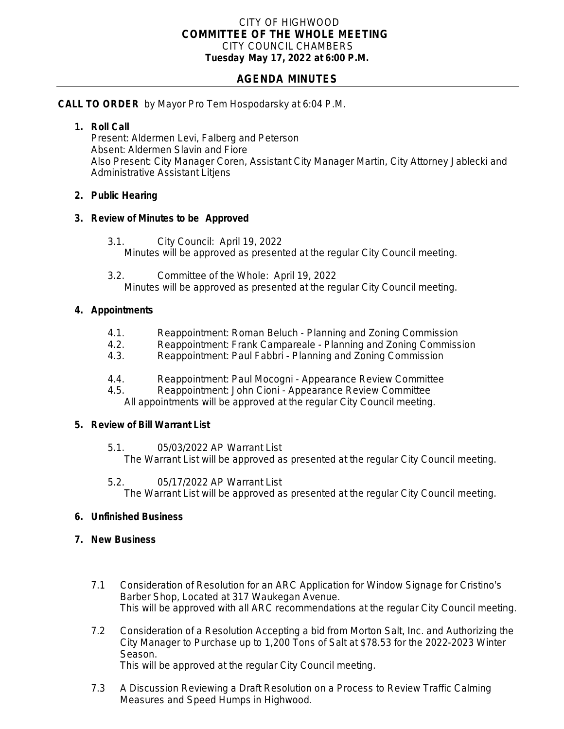CITY OF HIGHWOOD

**COMMITTEE OF THE WHOLE MEETING**

CITY COUNCIL CHAMBERS

**Tuesday May 17, 2022 at 6:00 P.M.**

## AGENDA MINUTES

**CALL TO ORDER** by Mayor Pro Tem Hospodarsky at 6:04 P.M.

1. **Roll Call**
   Present: Aldermen Levi, Falberg and Peterson
   Absent: Aldermen Slavin and Fiore
   Also Present: City Manager Coren, Assistant City Manager Martin, City Attorney Jablecki and Administrative Assistant Litjens

2. **Public Hearing**

3. **Review of Minutes to be Approved**

   3.1. City Council: April 19, 2022
   Minutes will be approved as presented at the regular City Council meeting.

   3.2. Committee of the Whole: April 19, 2022
   Minutes will be approved as presented at the regular City Council meeting.

4. **Appointments**

   4.1. Reappointment: Roman Beluch - Planning and Zoning Commission
   4.2. Reappointment: Frank Campareale - Planning and Zoning Commission
   4.3. Reappointment: Paul Fabbri - Planning and Zoning Commission

   4.4. Reappointment: Paul Mocogni - Appearance Review Committee
   4.5. Reappointment: John Cioni - Appearance Review Committee
   All appointments will be approved at the regular City Council meeting.

5. **Review of Bill Warrant List**

   5.1. 05/03/2022 AP Warrant List
   The Warrant List will be approved as presented at the regular City Council meeting.

   5.2. 05/17/2022 AP Warrant List
   The Warrant List will be approved as presented at the regular City Council meeting.

6. **Unfinished Business**

7. **New Business**

   7.1 Consideration of Resolution for an ARC Application for Window Signage for Cristino's Barber Shop, Located at 317 Waukegan Avenue.
   This will be approved with all ARC recommendations at the regular City Council meeting.

   7.2 Consideration of a Resolution Accepting a bid from Morton Salt, Inc. and Authorizing the City Manager to Purchase up to 1,200 Tons of Salt at $78.53 for the 2022-2023 Winter Season.
   This will be approved at the regular City Council meeting.

   7.3 A Discussion Reviewing a Draft Resolution on a Process to Review Traffic Calming Measures and Speed Humps in Highwood.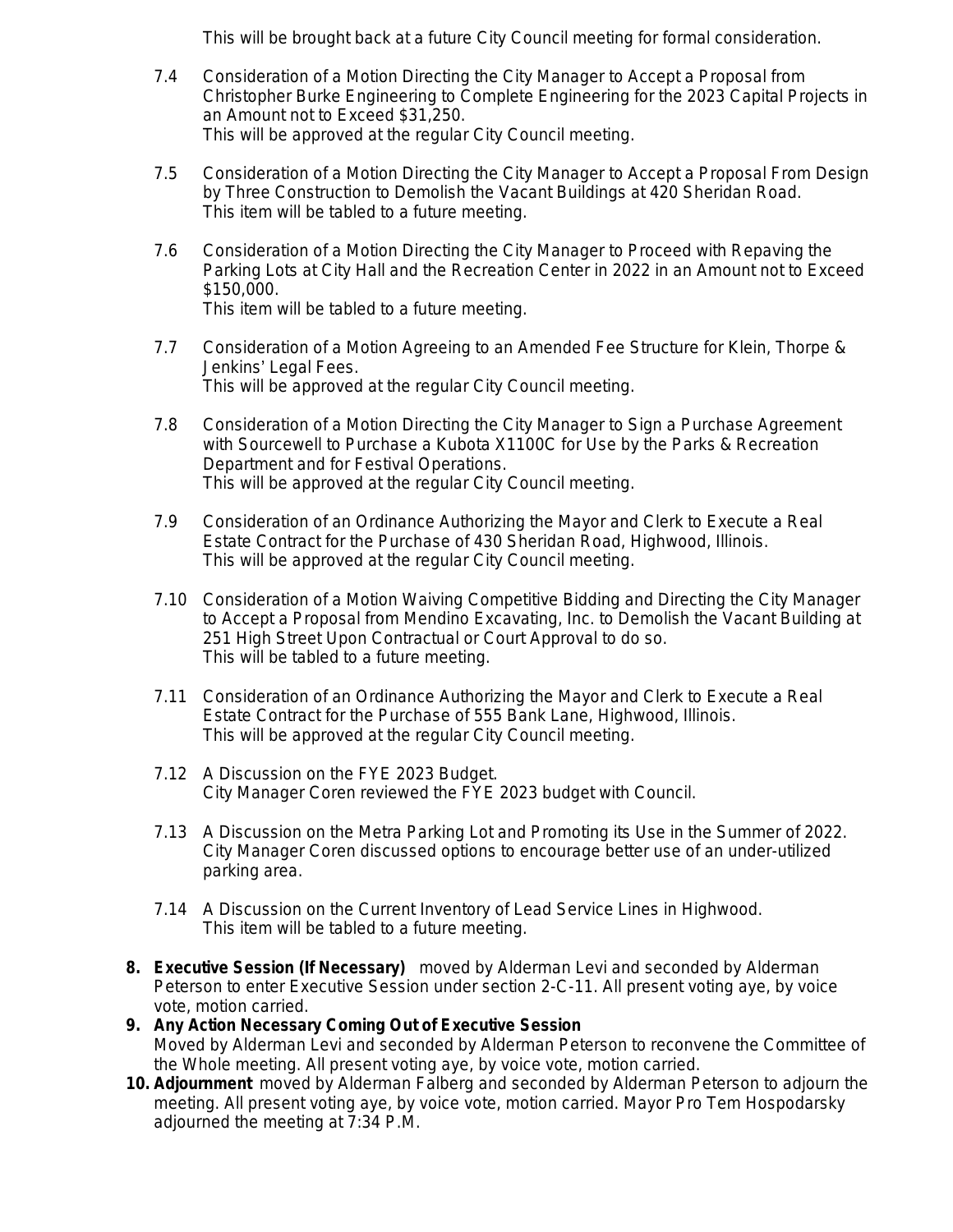This will be brought back at a future City Council meeting for formal consideration.

7.4 Consideration of a Motion Directing the City Manager to Accept a Proposal from Christopher Burke Engineering to Complete Engineering for the 2023 Capital Projects in an Amount not to Exceed $31,250.
This will be approved at the regular City Council meeting.

7.5 Consideration of a Motion Directing the City Manager to Accept a Proposal From Design by Three Construction to Demolish the Vacant Buildings at 420 Sheridan Road.
This item will be tabled to a future meeting.

7.6 Consideration of a Motion Directing the City Manager to Proceed with Repaving the Parking Lots at City Hall and the Recreation Center in 2022 in an Amount not to Exceed $150,000.
This item will be tabled to a future meeting.

7.7 Consideration of a Motion Agreeing to an Amended Fee Structure for Klein, Thorpe & Jenkins' Legal Fees.
This will be approved at the regular City Council meeting.

7.8 Consideration of a Motion Directing the City Manager to Sign a Purchase Agreement with Sourcewell to Purchase a Kubota X1100C for Use by the Parks & Recreation Department and for Festival Operations.
This will be approved at the regular City Council meeting.

7.9 Consideration of an Ordinance Authorizing the Mayor and Clerk to Execute a Real Estate Contract for the Purchase of 430 Sheridan Road, Highwood, Illinois.
This will be approved at the regular City Council meeting.

7.10 Consideration of a Motion Waiving Competitive Bidding and Directing the City Manager to Accept a Proposal from Mendino Excavating, Inc. to Demolish the Vacant Building at 251 High Street Upon Contractual or Court Approval to do so.
This will be tabled to a future meeting.

7.11 Consideration of an Ordinance Authorizing the Mayor and Clerk to Execute a Real Estate Contract for the Purchase of 555 Bank Lane, Highwood, Illinois.
This will be approved at the regular City Council meeting.

7.12 A Discussion on the FYE 2023 Budget.
City Manager Coren reviewed the FYE 2023 budget with Council.

7.13 A Discussion on the Metra Parking Lot and Promoting its Use in the Summer of 2022.
City Manager Coren discussed options to encourage better use of an under-utilized parking area.

7.14 A Discussion on the Current Inventory of Lead Service Lines in Highwood.
This item will be tabled to a future meeting.

8. **Executive Session (If Necessary)** moved by Alderman Levi and seconded by Alderman Peterson to enter Executive Session under section 2-C-11. All present voting aye, by voice vote, motion carried.
9. **Any Action Necessary Coming Out of Executive Session**
Moved by Alderman Levi and seconded by Alderman Peterson to reconvene the Committee of the Whole meeting. All present voting aye, by voice vote, motion carried.
10. **Adjournment** moved by Alderman Falberg and seconded by Alderman Peterson to adjourn the meeting. All present voting aye, by voice vote, motion carried. Mayor Pro Tem Hospodarsky adjourned the meeting at 7:34 P.M.